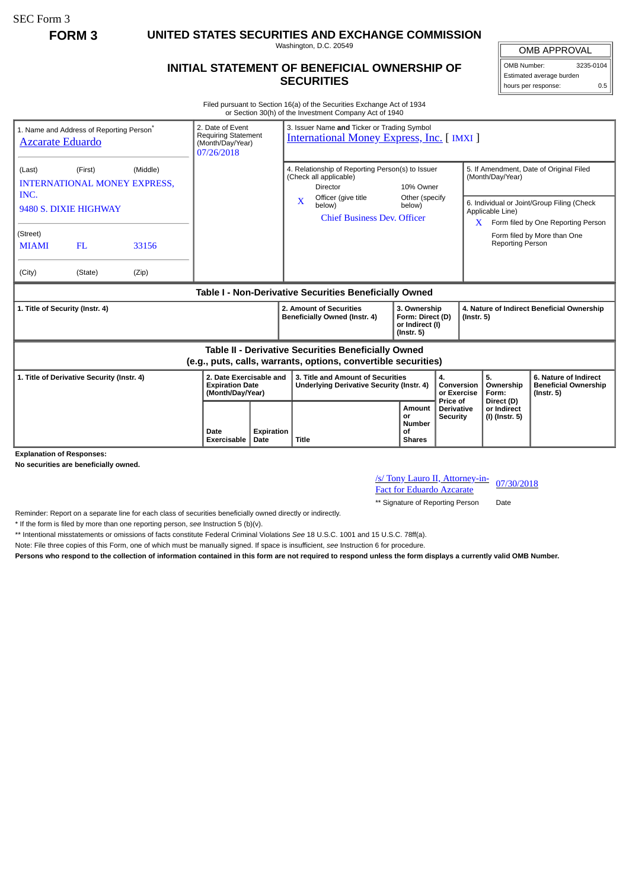SEC Form 3

**FORM 3**

# UNITED STATES SECURITIES AND EXCHANGE COMMISSION

Washington, D.C. 20549

## INITIAL STATEMENT OF BENEFICIAL OWNERSHIP OF SECURITIES

| OMB APPROVAL | |
|---|---|
| OMB Number: | 3235-0104 |
| Estimated average burden | |
| hours per response: | 0.5 |

Filed pursuant to Section 16(a) of the Securities Exchange Act of 1934
or Section 30(h) of the Investment Company Act of 1940

| 1. Name and Address of Reporting Person* | 2. Date of Event Requiring Statement (Month/Day/Year) | 3. Issuer Name **and** Ticker or Trading Symbol |
|---|---|---|
| Azcarate Eduardo | 07/26/2018 | International Money Express, Inc. [ IMXI ] |
| (Last) (First) (Middle)<br>INTERNATIONAL MONEY EXPRESS, INC.<br>9480 S. DIXIE HIGHWAY | | 4. Relationship of Reporting Person(s) to Issuer (Check all applicable)<br>Director / 10% Owner<br>X Officer (give title below) / Other (specify below)<br>Chief Business Dev. Officer |
| (Street)<br>MIAMI FL 33156 | | 5. If Amendment, Date of Original Filed (Month/Day/Year) |
| (City) (State) (Zip) | | 6. Individual or Joint/Group Filing (Check Applicable Line)<br>X Form filed by One Reporting Person<br>Form filed by More than One Reporting Person |

**Table I - Non-Derivative Securities Beneficially Owned**

| 1. Title of Security (Instr. 4) | 2. Amount of Securities Beneficially Owned (Instr. 4) | 3. Ownership Form: Direct (D) or Indirect (I) (Instr. 5) | 4. Nature of Indirect Beneficial Ownership (Instr. 5) |
|---|---|---|---|

**Table II - Derivative Securities Beneficially Owned (e.g., puts, calls, warrants, options, convertible securities)**

| 1. Title of Derivative Security (Instr. 4) | 2. Date Exercisable and Expiration Date (Month/Day/Year) | | 3. Title and Amount of Securities Underlying Derivative Security (Instr. 4) | | 4. Conversion or Exercise Price of Derivative Security | 5. Ownership Form: Direct (D) or Indirect (I) (Instr. 5) | 6. Nature of Indirect Beneficial Ownership (Instr. 5) |
|---|---|---|---|---|---|---|---|
| | Date Exercisable | Expiration Date | Title | Amount or Number of Shares | | | |

**Explanation of Responses:**

**No securities are beneficially owned.**

/s/ Tony Lauro II, Attorney-in-Fact for Eduardo Azcarate — 07/30/2018

** Signature of Reporting Person — Date

Reminder: Report on a separate line for each class of securities beneficially owned directly or indirectly.

* If the form is filed by more than one reporting person, *see* Instruction 5 (b)(v).

** Intentional misstatements or omissions of facts constitute Federal Criminal Violations *See* 18 U.S.C. 1001 and 15 U.S.C. 78ff(a).

Note: File three copies of this Form, one of which must be manually signed. If space is insufficient, *see* Instruction 6 for procedure.

**Persons who respond to the collection of information contained in this form are not required to respond unless the form displays a currently valid OMB Number.**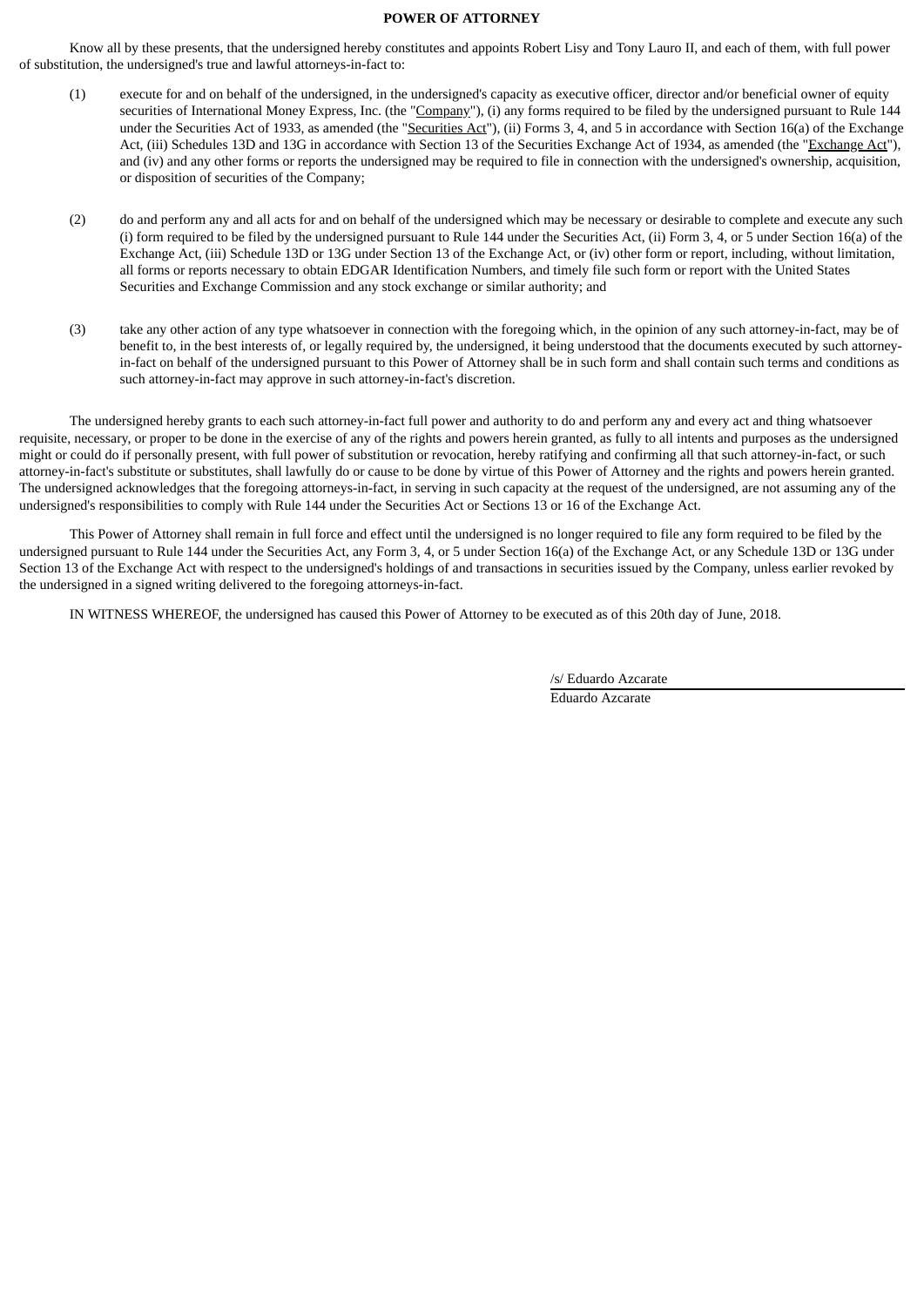**POWER OF ATTORNEY**

Know all by these presents, that the undersigned hereby constitutes and appoints Robert Lisy and Tony Lauro II, and each of them, with full power of substitution, the undersigned's true and lawful attorneys-in-fact to:

(1) execute for and on behalf of the undersigned, in the undersigned's capacity as executive officer, director and/or beneficial owner of equity securities of International Money Express, Inc. (the "Company"), (i) any forms required to be filed by the undersigned pursuant to Rule 144 under the Securities Act of 1933, as amended (the "Securities Act"), (ii) Forms 3, 4, and 5 in accordance with Section 16(a) of the Exchange Act, (iii) Schedules 13D and 13G in accordance with Section 13 of the Securities Exchange Act of 1934, as amended (the "Exchange Act"), and (iv) and any other forms or reports the undersigned may be required to file in connection with the undersigned's ownership, acquisition, or disposition of securities of the Company;

(2) do and perform any and all acts for and on behalf of the undersigned which may be necessary or desirable to complete and execute any such (i) form required to be filed by the undersigned pursuant to Rule 144 under the Securities Act, (ii) Form 3, 4, or 5 under Section 16(a) of the Exchange Act, (iii) Schedule 13D or 13G under Section 13 of the Exchange Act, or (iv) other form or report, including, without limitation, all forms or reports necessary to obtain EDGAR Identification Numbers, and timely file such form or report with the United States Securities and Exchange Commission and any stock exchange or similar authority; and

(3) take any other action of any type whatsoever in connection with the foregoing which, in the opinion of any such attorney-in-fact, may be of benefit to, in the best interests of, or legally required by, the undersigned, it being understood that the documents executed by such attorney-in-fact on behalf of the undersigned pursuant to this Power of Attorney shall be in such form and shall contain such terms and conditions as such attorney-in-fact may approve in such attorney-in-fact's discretion.

The undersigned hereby grants to each such attorney-in-fact full power and authority to do and perform any and every act and thing whatsoever requisite, necessary, or proper to be done in the exercise of any of the rights and powers herein granted, as fully to all intents and purposes as the undersigned might or could do if personally present, with full power of substitution or revocation, hereby ratifying and confirming all that such attorney-in-fact, or such attorney-in-fact's substitute or substitutes, shall lawfully do or cause to be done by virtue of this Power of Attorney and the rights and powers herein granted. The undersigned acknowledges that the foregoing attorneys-in-fact, in serving in such capacity at the request of the undersigned, are not assuming any of the undersigned's responsibilities to comply with Rule 144 under the Securities Act or Sections 13 or 16 of the Exchange Act.

This Power of Attorney shall remain in full force and effect until the undersigned is no longer required to file any form required to be filed by the undersigned pursuant to Rule 144 under the Securities Act, any Form 3, 4, or 5 under Section 16(a) of the Exchange Act, or any Schedule 13D or 13G under Section 13 of the Exchange Act with respect to the undersigned's holdings of and transactions in securities issued by the Company, unless earlier revoked by the undersigned in a signed writing delivered to the foregoing attorneys-in-fact.

IN WITNESS WHEREOF, the undersigned has caused this Power of Attorney to be executed as of this 20th day of June, 2018.

/s/ Eduardo Azcarate

Eduardo Azcarate